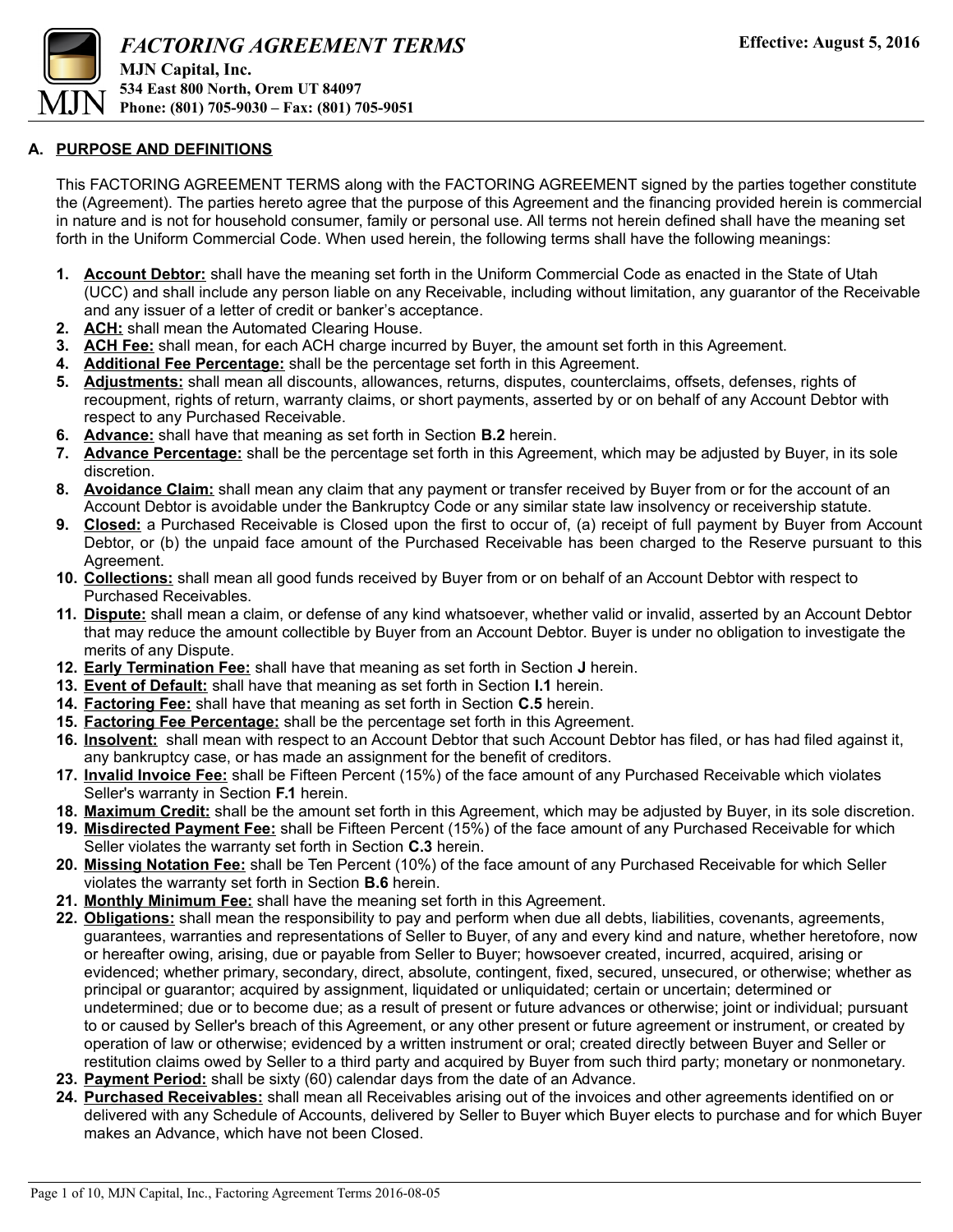# FACTORING AGREEMENT TERMS

**MJN Capital, Inc.**
**534 East 800 North, Orem UT 84097**
**Phone: (801) 705-9030 – Fax: (801) 705-9051**

**Effective: August 5, 2016**

## A. PURPOSE AND DEFINITIONS

This FACTORING AGREEMENT TERMS along with the FACTORING AGREEMENT signed by the parties together constitute the (Agreement). The parties hereto agree that the purpose of this Agreement and the financing provided herein is commercial in nature and is not for household consumer, family or personal use. All terms not herein defined shall have the meaning set forth in the Uniform Commercial Code. When used herein, the following terms shall have the following meanings:

1. **Account Debtor:** shall have the meaning set forth in the Uniform Commercial Code as enacted in the State of Utah (UCC) and shall include any person liable on any Receivable, including without limitation, any guarantor of the Receivable and any issuer of a letter of credit or banker's acceptance.
2. **ACH:** shall mean the Automated Clearing House.
3. **ACH Fee:** shall mean, for each ACH charge incurred by Buyer, the amount set forth in this Agreement.
4. **Additional Fee Percentage:** shall be the percentage set forth in this Agreement.
5. **Adjustments:** shall mean all discounts, allowances, returns, disputes, counterclaims, offsets, defenses, rights of recoupment, rights of return, warranty claims, or short payments, asserted by or on behalf of any Account Debtor with respect to any Purchased Receivable.
6. **Advance:** shall have that meaning as set forth in Section **B.2** herein.
7. **Advance Percentage:** shall be the percentage set forth in this Agreement, which may be adjusted by Buyer, in its sole discretion.
8. **Avoidance Claim:** shall mean any claim that any payment or transfer received by Buyer from or for the account of an Account Debtor is avoidable under the Bankruptcy Code or any similar state law insolvency or receivership statute.
9. **Closed:** a Purchased Receivable is Closed upon the first to occur of, (a) receipt of full payment by Buyer from Account Debtor, or (b) the unpaid face amount of the Purchased Receivable has been charged to the Reserve pursuant to this Agreement.
10. **Collections:** shall mean all good funds received by Buyer from or on behalf of an Account Debtor with respect to Purchased Receivables.
11. **Dispute:** shall mean a claim, or defense of any kind whatsoever, whether valid or invalid, asserted by an Account Debtor that may reduce the amount collectible by Buyer from an Account Debtor. Buyer is under no obligation to investigate the merits of any Dispute.
12. **Early Termination Fee:** shall have that meaning as set forth in Section **J** herein.
13. **Event of Default:** shall have that meaning as set forth in Section **I.1** herein.
14. **Factoring Fee:** shall have that meaning as set forth in Section **C.5** herein.
15. **Factoring Fee Percentage:** shall be the percentage set forth in this Agreement.
16. **Insolvent:** shall mean with respect to an Account Debtor that such Account Debtor has filed, or has had filed against it, any bankruptcy case, or has made an assignment for the benefit of creditors.
17. **Invalid Invoice Fee:** shall be Fifteen Percent (15%) of the face amount of any Purchased Receivable which violates Seller's warranty in Section **F.1** herein.
18. **Maximum Credit:** shall be the amount set forth in this Agreement, which may be adjusted by Buyer, in its sole discretion.
19. **Misdirected Payment Fee:** shall be Fifteen Percent (15%) of the face amount of any Purchased Receivable for which Seller violates the warranty set forth in Section **C.3** herein.
20. **Missing Notation Fee:** shall be Ten Percent (10%) of the face amount of any Purchased Receivable for which Seller violates the warranty set forth in Section **B.6** herein.
21. **Monthly Minimum Fee:** shall have the meaning set forth in this Agreement.
22. **Obligations:** shall mean the responsibility to pay and perform when due all debts, liabilities, covenants, agreements, guarantees, warranties and representations of Seller to Buyer, of any and every kind and nature, whether heretofore, now or hereafter owing, arising, due or payable from Seller to Buyer; howsoever created, incurred, acquired, arising or evidenced; whether primary, secondary, direct, absolute, contingent, fixed, secured, unsecured, or otherwise; whether as principal or guarantor; acquired by assignment, liquidated or unliquidated; certain or uncertain; determined or undetermined; due or to become due; as a result of present or future advances or otherwise; joint or individual; pursuant to or caused by Seller's breach of this Agreement, or any other present or future agreement or instrument, or created by operation of law or otherwise; evidenced by a written instrument or oral; created directly between Buyer and Seller or restitution claims owed by Seller to a third party and acquired by Buyer from such third party; monetary or nonmonetary.
23. **Payment Period:** shall be sixty (60) calendar days from the date of an Advance.
24. **Purchased Receivables:** shall mean all Receivables arising out of the invoices and other agreements identified on or delivered with any Schedule of Accounts, delivered by Seller to Buyer which Buyer elects to purchase and for which Buyer makes an Advance, which have not been Closed.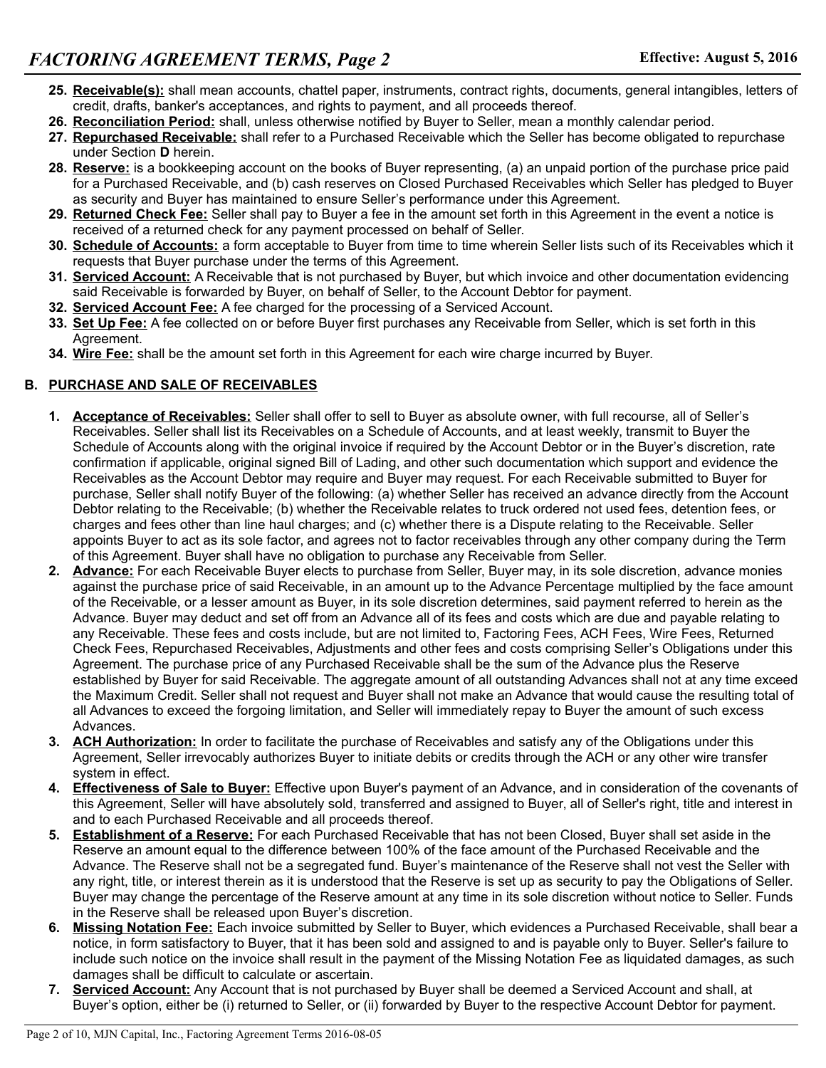25. **Receivable(s):** shall mean accounts, chattel paper, instruments, contract rights, documents, general intangibles, letters of credit, drafts, banker's acceptances, and rights to payment, and all proceeds thereof.
26. **Reconciliation Period:** shall, unless otherwise notified by Buyer to Seller, mean a monthly calendar period.
27. **Repurchased Receivable:** shall refer to a Purchased Receivable which the Seller has become obligated to repurchase under Section **D** herein.
28. **Reserve:** is a bookkeeping account on the books of Buyer representing, (a) an unpaid portion of the purchase price paid for a Purchased Receivable, and (b) cash reserves on Closed Purchased Receivables which Seller has pledged to Buyer as security and Buyer has maintained to ensure Seller's performance under this Agreement.
29. **Returned Check Fee:** Seller shall pay to Buyer a fee in the amount set forth in this Agreement in the event a notice is received of a returned check for any payment processed on behalf of Seller.
30. **Schedule of Accounts:** a form acceptable to Buyer from time to time wherein Seller lists such of its Receivables which it requests that Buyer purchase under the terms of this Agreement.
31. **Serviced Account:** A Receivable that is not purchased by Buyer, but which invoice and other documentation evidencing said Receivable is forwarded by Buyer, on behalf of Seller, to the Account Debtor for payment.
32. **Serviced Account Fee:** A fee charged for the processing of a Serviced Account.
33. **Set Up Fee:** A fee collected on or before Buyer first purchases any Receivable from Seller, which is set forth in this Agreement.
34. **Wire Fee:** shall be the amount set forth in this Agreement for each wire charge incurred by Buyer.

## B. PURCHASE AND SALE OF RECEIVABLES

1. **Acceptance of Receivables:** Seller shall offer to sell to Buyer as absolute owner, with full recourse, all of Seller's Receivables. Seller shall list its Receivables on a Schedule of Accounts, and at least weekly, transmit to Buyer the Schedule of Accounts along with the original invoice if required by the Account Debtor or in the Buyer's discretion, rate confirmation if applicable, original signed Bill of Lading, and other such documentation which support and evidence the Receivables as the Account Debtor may require and Buyer may request. For each Receivable submitted to Buyer for purchase, Seller shall notify Buyer of the following: (a) whether Seller has received an advance directly from the Account Debtor relating to the Receivable; (b) whether the Receivable relates to truck ordered not used fees, detention fees, or charges and fees other than line haul charges; and (c) whether there is a Dispute relating to the Receivable. Seller appoints Buyer to act as its sole factor, and agrees not to factor receivables through any other company during the Term of this Agreement. Buyer shall have no obligation to purchase any Receivable from Seller.
2. **Advance:** For each Receivable Buyer elects to purchase from Seller, Buyer may, in its sole discretion, advance monies against the purchase price of said Receivable, in an amount up to the Advance Percentage multiplied by the face amount of the Receivable, or a lesser amount as Buyer, in its sole discretion determines, said payment referred to herein as the Advance. Buyer may deduct and set off from an Advance all of its fees and costs which are due and payable relating to any Receivable. These fees and costs include, but are not limited to, Factoring Fees, ACH Fees, Wire Fees, Returned Check Fees, Repurchased Receivables, Adjustments and other fees and costs comprising Seller's Obligations under this Agreement. The purchase price of any Purchased Receivable shall be the sum of the Advance plus the Reserve established by Buyer for said Receivable. The aggregate amount of all outstanding Advances shall not at any time exceed the Maximum Credit. Seller shall not request and Buyer shall not make an Advance that would cause the resulting total of all Advances to exceed the forgoing limitation, and Seller will immediately repay to Buyer the amount of such excess Advances.
3. **ACH Authorization:** In order to facilitate the purchase of Receivables and satisfy any of the Obligations under this Agreement, Seller irrevocably authorizes Buyer to initiate debits or credits through the ACH or any other wire transfer system in effect.
4. **Effectiveness of Sale to Buyer:** Effective upon Buyer's payment of an Advance, and in consideration of the covenants of this Agreement, Seller will have absolutely sold, transferred and assigned to Buyer, all of Seller's right, title and interest in and to each Purchased Receivable and all proceeds thereof.
5. **Establishment of a Reserve:** For each Purchased Receivable that has not been Closed, Buyer shall set aside in the Reserve an amount equal to the difference between 100% of the face amount of the Purchased Receivable and the Advance. The Reserve shall not be a segregated fund. Buyer's maintenance of the Reserve shall not vest the Seller with any right, title, or interest therein as it is understood that the Reserve is set up as security to pay the Obligations of Seller. Buyer may change the percentage of the Reserve amount at any time in its sole discretion without notice to Seller. Funds in the Reserve shall be released upon Buyer's discretion.
6. **Missing Notation Fee:** Each invoice submitted by Seller to Buyer, which evidences a Purchased Receivable, shall bear a notice, in form satisfactory to Buyer, that it has been sold and assigned to and is payable only to Buyer. Seller's failure to include such notice on the invoice shall result in the payment of the Missing Notation Fee as liquidated damages, as such damages shall be difficult to calculate or ascertain.
7. **Serviced Account:** Any Account that is not purchased by Buyer shall be deemed a Serviced Account and shall, at Buyer's option, either be (i) returned to Seller, or (ii) forwarded by Buyer to the respective Account Debtor for payment.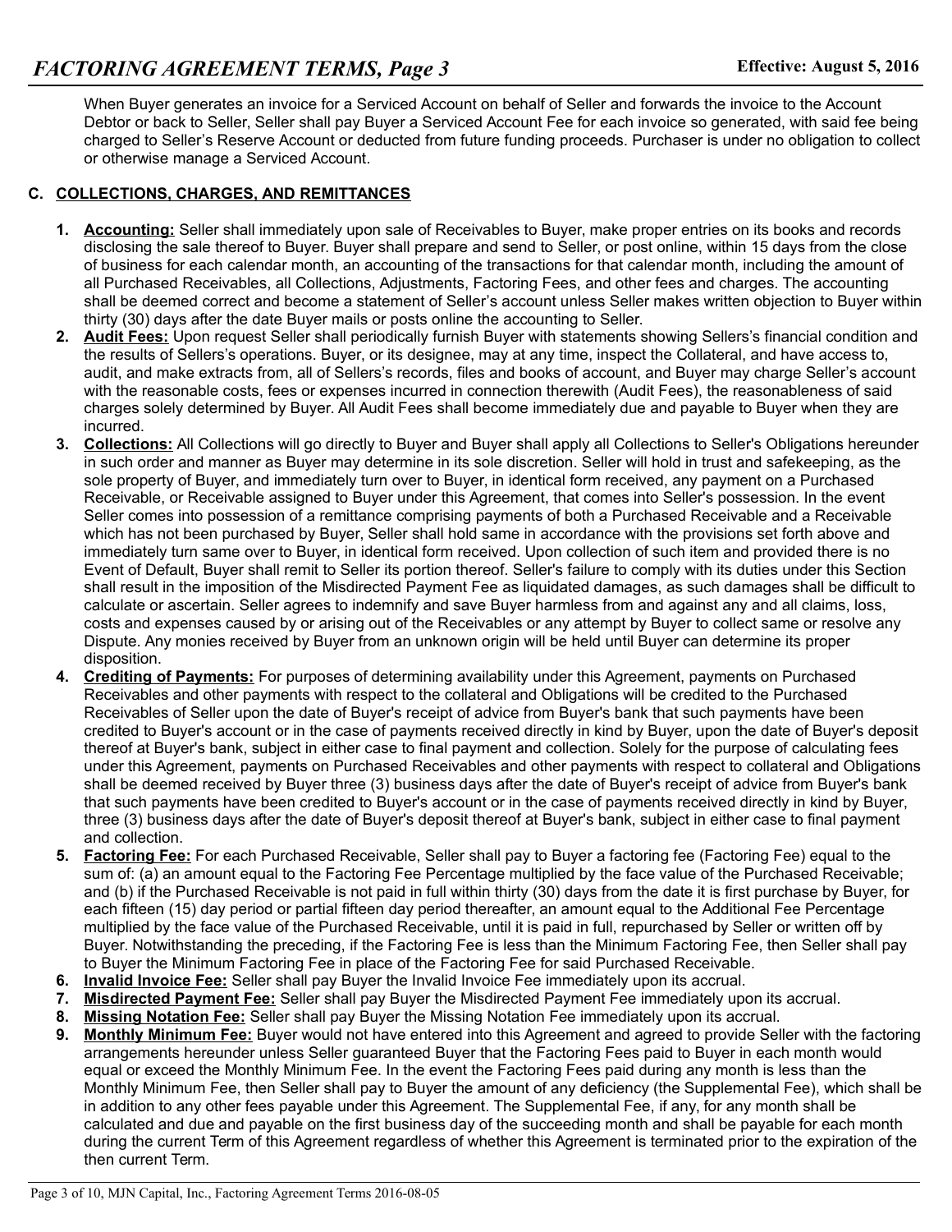When Buyer generates an invoice for a Serviced Account on behalf of Seller and forwards the invoice to the Account Debtor or back to Seller, Seller shall pay Buyer a Serviced Account Fee for each invoice so generated, with said fee being charged to Seller's Reserve Account or deducted from future funding proceeds. Purchaser is under no obligation to collect or otherwise manage a Serviced Account.

## C. COLLECTIONS, CHARGES, AND REMITTANCES

1. **Accounting:** Seller shall immediately upon sale of Receivables to Buyer, make proper entries on its books and records disclosing the sale thereof to Buyer. Buyer shall prepare and send to Seller, or post online, within 15 days from the close of business for each calendar month, an accounting of the transactions for that calendar month, including the amount of all Purchased Receivables, all Collections, Adjustments, Factoring Fees, and other fees and charges. The accounting shall be deemed correct and become a statement of Seller's account unless Seller makes written objection to Buyer within thirty (30) days after the date Buyer mails or posts online the accounting to Seller.
2. **Audit Fees:** Upon request Seller shall periodically furnish Buyer with statements showing Sellers's financial condition and the results of Sellers's operations. Buyer, or its designee, may at any time, inspect the Collateral, and have access to, audit, and make extracts from, all of Sellers's records, files and books of account, and Buyer may charge Seller's account with the reasonable costs, fees or expenses incurred in connection therewith (Audit Fees), the reasonableness of said charges solely determined by Buyer. All Audit Fees shall become immediately due and payable to Buyer when they are incurred.
3. **Collections:** All Collections will go directly to Buyer and Buyer shall apply all Collections to Seller's Obligations hereunder in such order and manner as Buyer may determine in its sole discretion. Seller will hold in trust and safekeeping, as the sole property of Buyer, and immediately turn over to Buyer, in identical form received, any payment on a Purchased Receivable, or Receivable assigned to Buyer under this Agreement, that comes into Seller's possession. In the event Seller comes into possession of a remittance comprising payments of both a Purchased Receivable and a Receivable which has not been purchased by Buyer, Seller shall hold same in accordance with the provisions set forth above and immediately turn same over to Buyer, in identical form received. Upon collection of such item and provided there is no Event of Default, Buyer shall remit to Seller its portion thereof. Seller's failure to comply with its duties under this Section shall result in the imposition of the Misdirected Payment Fee as liquidated damages, as such damages shall be difficult to calculate or ascertain. Seller agrees to indemnify and save Buyer harmless from and against any and all claims, loss, costs and expenses caused by or arising out of the Receivables or any attempt by Buyer to collect same or resolve any Dispute. Any monies received by Buyer from an unknown origin will be held until Buyer can determine its proper disposition.
4. **Crediting of Payments:** For purposes of determining availability under this Agreement, payments on Purchased Receivables and other payments with respect to the collateral and Obligations will be credited to the Purchased Receivables of Seller upon the date of Buyer's receipt of advice from Buyer's bank that such payments have been credited to Buyer's account or in the case of payments received directly in kind by Buyer, upon the date of Buyer's deposit thereof at Buyer's bank, subject in either case to final payment and collection. Solely for the purpose of calculating fees under this Agreement, payments on Purchased Receivables and other payments with respect to collateral and Obligations shall be deemed received by Buyer three (3) business days after the date of Buyer's receipt of advice from Buyer's bank that such payments have been credited to Buyer's account or in the case of payments received directly in kind by Buyer, three (3) business days after the date of Buyer's deposit thereof at Buyer's bank, subject in either case to final payment and collection.
5. **Factoring Fee:** For each Purchased Receivable, Seller shall pay to Buyer a factoring fee (Factoring Fee) equal to the sum of: (a) an amount equal to the Factoring Fee Percentage multiplied by the face value of the Purchased Receivable; and (b) if the Purchased Receivable is not paid in full within thirty (30) days from the date it is first purchase by Buyer, for each fifteen (15) day period or partial fifteen day period thereafter, an amount equal to the Additional Fee Percentage multiplied by the face value of the Purchased Receivable, until it is paid in full, repurchased by Seller or written off by Buyer. Notwithstanding the preceding, if the Factoring Fee is less than the Minimum Factoring Fee, then Seller shall pay to Buyer the Minimum Factoring Fee in place of the Factoring Fee for said Purchased Receivable.
6. **Invalid Invoice Fee:** Seller shall pay Buyer the Invalid Invoice Fee immediately upon its accrual.
7. **Misdirected Payment Fee:** Seller shall pay Buyer the Misdirected Payment Fee immediately upon its accrual.
8. **Missing Notation Fee:** Seller shall pay Buyer the Missing Notation Fee immediately upon its accrual.
9. **Monthly Minimum Fee:** Buyer would not have entered into this Agreement and agreed to provide Seller with the factoring arrangements hereunder unless Seller guaranteed Buyer that the Factoring Fees paid to Buyer in each month would equal or exceed the Monthly Minimum Fee. In the event the Factoring Fees paid during any month is less than the Monthly Minimum Fee, then Seller shall pay to Buyer the amount of any deficiency (the Supplemental Fee), which shall be in addition to any other fees payable under this Agreement. The Supplemental Fee, if any, for any month shall be calculated and due and payable on the first business day of the succeeding month and shall be payable for each month during the current Term of this Agreement regardless of whether this Agreement is terminated prior to the expiration of the then current Term.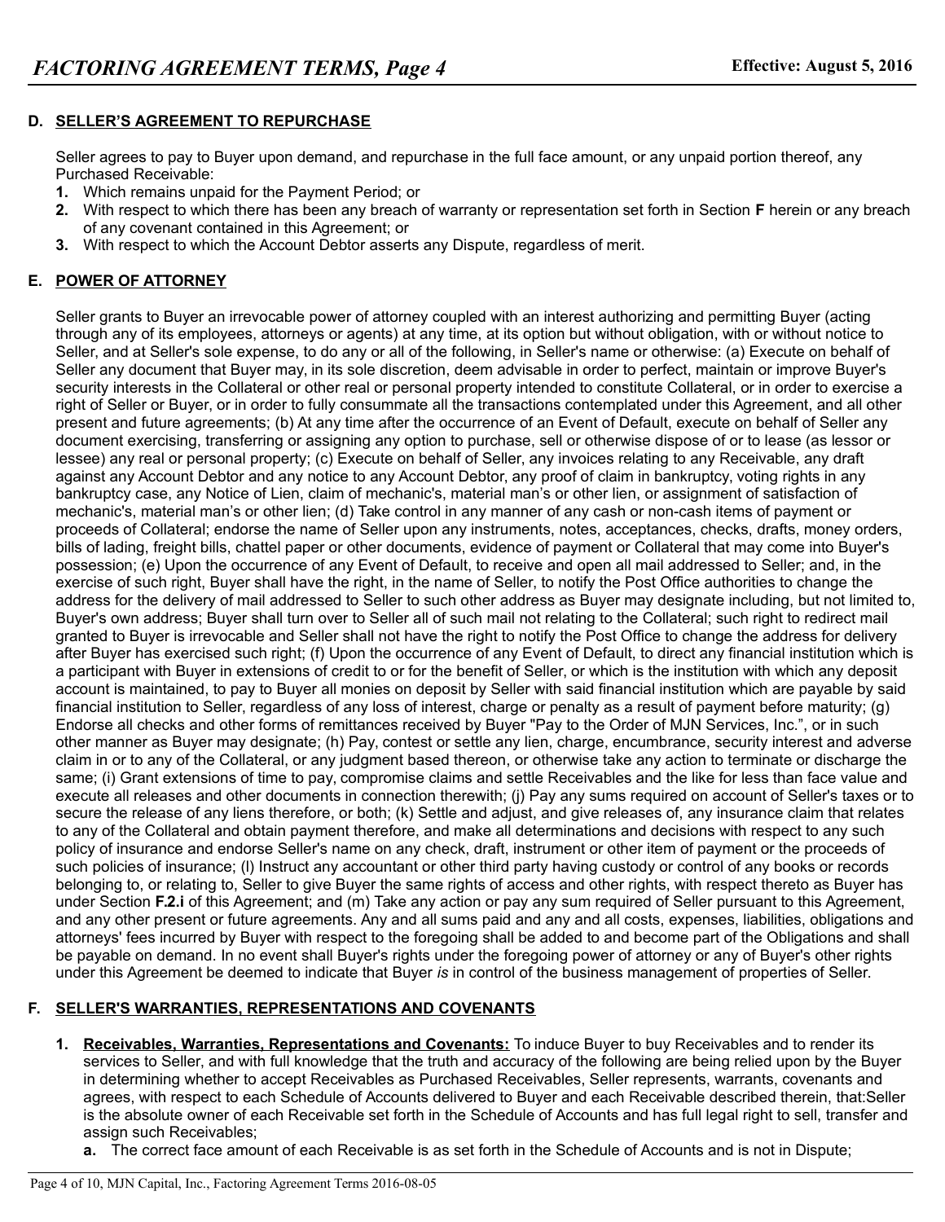**D. SELLER'S AGREEMENT TO REPURCHASE**

Seller agrees to pay to Buyer upon demand, and repurchase in the full face amount, or any unpaid portion thereof, any Purchased Receivable:

1. Which remains unpaid for the Payment Period; or
2. With respect to which there has been any breach of warranty or representation set forth in Section **F** herein or any breach of any covenant contained in this Agreement; or
3. With respect to which the Account Debtor asserts any Dispute, regardless of merit.

**E. POWER OF ATTORNEY**

Seller grants to Buyer an irrevocable power of attorney coupled with an interest authorizing and permitting Buyer (acting through any of its employees, attorneys or agents) at any time, at its option but without obligation, with or without notice to Seller, and at Seller's sole expense, to do any or all of the following, in Seller's name or otherwise: (a) Execute on behalf of Seller any document that Buyer may, in its sole discretion, deem advisable in order to perfect, maintain or improve Buyer's security interests in the Collateral or other real or personal property intended to constitute Collateral, or in order to exercise a right of Seller or Buyer, or in order to fully consummate all the transactions contemplated under this Agreement, and all other present and future agreements; (b) At any time after the occurrence of an Event of Default, execute on behalf of Seller any document exercising, transferring or assigning any option to purchase, sell or otherwise dispose of or to lease (as lessor or lessee) any real or personal property; (c) Execute on behalf of Seller, any invoices relating to any Receivable, any draft against any Account Debtor and any notice to any Account Debtor, any proof of claim in bankruptcy, voting rights in any bankruptcy case, any Notice of Lien, claim of mechanic's, material man's or other lien, or assignment of satisfaction of mechanic's, material man's or other lien; (d) Take control in any manner of any cash or non-cash items of payment or proceeds of Collateral; endorse the name of Seller upon any instruments, notes, acceptances, checks, drafts, money orders, bills of lading, freight bills, chattel paper or other documents, evidence of payment or Collateral that may come into Buyer's possession; (e) Upon the occurrence of any Event of Default, to receive and open all mail addressed to Seller; and, in the exercise of such right, Buyer shall have the right, in the name of Seller, to notify the Post Office authorities to change the address for the delivery of mail addressed to Seller to such other address as Buyer may designate including, but not limited to, Buyer's own address; Buyer shall turn over to Seller all of such mail not relating to the Collateral; such right to redirect mail granted to Buyer is irrevocable and Seller shall not have the right to notify the Post Office to change the address for delivery after Buyer has exercised such right; (f) Upon the occurrence of any Event of Default, to direct any financial institution which is a participant with Buyer in extensions of credit to or for the benefit of Seller, or which is the institution with which any deposit account is maintained, to pay to Buyer all monies on deposit by Seller with said financial institution which are payable by said financial institution to Seller, regardless of any loss of interest, charge or penalty as a result of payment before maturity; (g) Endorse all checks and other forms of remittances received by Buyer "Pay to the Order of MJN Services, Inc.", or in such other manner as Buyer may designate; (h) Pay, contest or settle any lien, charge, encumbrance, security interest and adverse claim in or to any of the Collateral, or any judgment based thereon, or otherwise take any action to terminate or discharge the same; (i) Grant extensions of time to pay, compromise claims and settle Receivables and the like for less than face value and execute all releases and other documents in connection therewith; (j) Pay any sums required on account of Seller's taxes or to secure the release of any liens therefore, or both; (k) Settle and adjust, and give releases of, any insurance claim that relates to any of the Collateral and obtain payment therefore, and make all determinations and decisions with respect to any such policy of insurance and endorse Seller's name on any check, draft, instrument or other item of payment or the proceeds of such policies of insurance; (l) Instruct any accountant or other third party having custody or control of any books or records belonging to, or relating to, Seller to give Buyer the same rights of access and other rights, with respect thereto as Buyer has under Section **F.2.i** of this Agreement; and (m) Take any action or pay any sum required of Seller pursuant to this Agreement, and any other present or future agreements. Any and all sums paid and any and all costs, expenses, liabilities, obligations and attorneys' fees incurred by Buyer with respect to the foregoing shall be added to and become part of the Obligations and shall be payable on demand. In no event shall Buyer's rights under the foregoing power of attorney or any of Buyer's other rights under this Agreement be deemed to indicate that Buyer *is* in control of the business management of properties of Seller.

**F. SELLER'S WARRANTIES, REPRESENTATIONS AND COVENANTS**

1. **Receivables, Warranties, Representations and Covenants:** To induce Buyer to buy Receivables and to render its services to Seller, and with full knowledge that the truth and accuracy of the following are being relied upon by the Buyer in determining whether to accept Receivables as Purchased Receivables, Seller represents, warrants, covenants and agrees, with respect to each Schedule of Accounts delivered to Buyer and each Receivable described therein, that:Seller is the absolute owner of each Receivable set forth in the Schedule of Accounts and has full legal right to sell, transfer and assign such Receivables;
   - **a.** The correct face amount of each Receivable is as set forth in the Schedule of Accounts and is not in Dispute;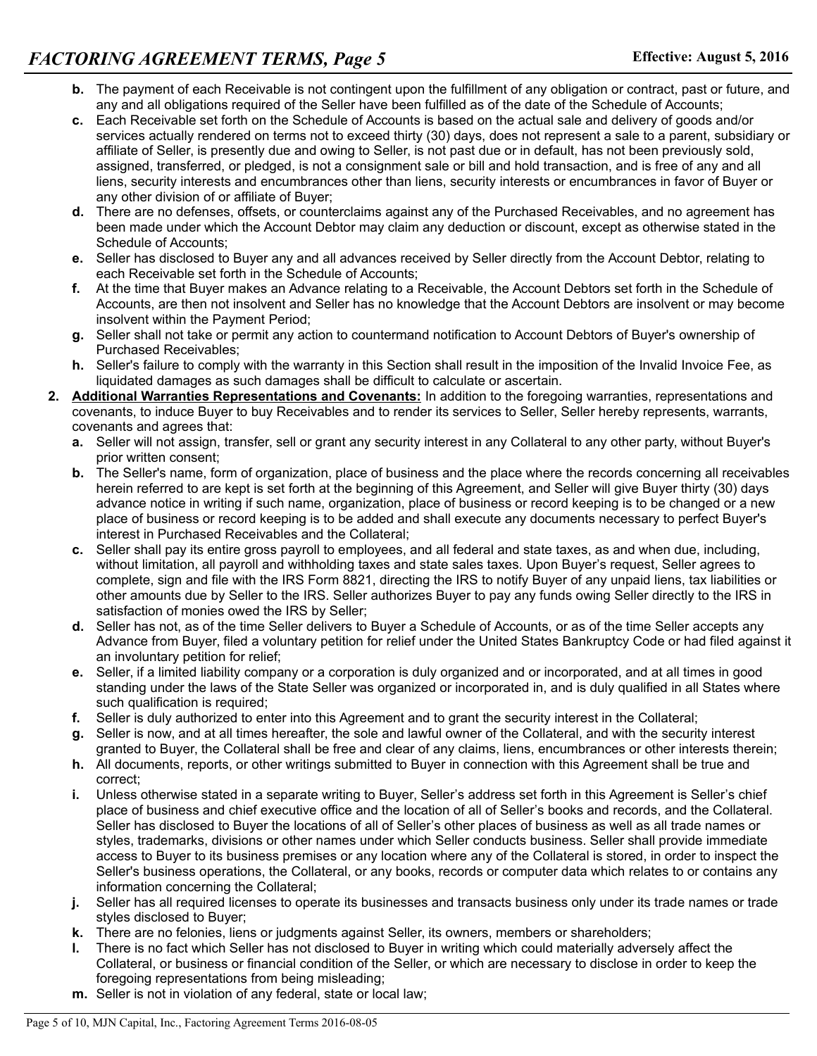- **b.** The payment of each Receivable is not contingent upon the fulfillment of any obligation or contract, past or future, and any and all obligations required of the Seller have been fulfilled as of the date of the Schedule of Accounts;
- **c.** Each Receivable set forth on the Schedule of Accounts is based on the actual sale and delivery of goods and/or services actually rendered on terms not to exceed thirty (30) days, does not represent a sale to a parent, subsidiary or affiliate of Seller, is presently due and owing to Seller, is not past due or in default, has not been previously sold, assigned, transferred, or pledged, is not a consignment sale or bill and hold transaction, and is free of any and all liens, security interests and encumbrances other than liens, security interests or encumbrances in favor of Buyer or any other division of or affiliate of Buyer;
- **d.** There are no defenses, offsets, or counterclaims against any of the Purchased Receivables, and no agreement has been made under which the Account Debtor may claim any deduction or discount, except as otherwise stated in the Schedule of Accounts;
- **e.** Seller has disclosed to Buyer any and all advances received by Seller directly from the Account Debtor, relating to each Receivable set forth in the Schedule of Accounts;
- **f.** At the time that Buyer makes an Advance relating to a Receivable, the Account Debtors set forth in the Schedule of Accounts, are then not insolvent and Seller has no knowledge that the Account Debtors are insolvent or may become insolvent within the Payment Period;
- **g.** Seller shall not take or permit any action to countermand notification to Account Debtors of Buyer's ownership of Purchased Receivables;
- **h.** Seller's failure to comply with the warranty in this Section shall result in the imposition of the Invalid Invoice Fee, as liquidated damages as such damages shall be difficult to calculate or ascertain.

**2. Additional Warranties Representations and Covenants:** In addition to the foregoing warranties, representations and covenants, to induce Buyer to buy Receivables and to render its services to Seller, Seller hereby represents, warrants, covenants and agrees that:

- **a.** Seller will not assign, transfer, sell or grant any security interest in any Collateral to any other party, without Buyer's prior written consent;
- **b.** The Seller's name, form of organization, place of business and the place where the records concerning all receivables herein referred to are kept is set forth at the beginning of this Agreement, and Seller will give Buyer thirty (30) days advance notice in writing if such name, organization, place of business or record keeping is to be changed or a new place of business or record keeping is to be added and shall execute any documents necessary to perfect Buyer's interest in Purchased Receivables and the Collateral;
- **c.** Seller shall pay its entire gross payroll to employees, and all federal and state taxes, as and when due, including, without limitation, all payroll and withholding taxes and state sales taxes. Upon Buyer's request, Seller agrees to complete, sign and file with the IRS Form 8821, directing the IRS to notify Buyer of any unpaid liens, tax liabilities or other amounts due by Seller to the IRS. Seller authorizes Buyer to pay any funds owing Seller directly to the IRS in satisfaction of monies owed the IRS by Seller;
- **d.** Seller has not, as of the time Seller delivers to Buyer a Schedule of Accounts, or as of the time Seller accepts any Advance from Buyer, filed a voluntary petition for relief under the United States Bankruptcy Code or had filed against it an involuntary petition for relief;
- **e.** Seller, if a limited liability company or a corporation is duly organized and or incorporated, and at all times in good standing under the laws of the State Seller was organized or incorporated in, and is duly qualified in all States where such qualification is required;
- **f.** Seller is duly authorized to enter into this Agreement and to grant the security interest in the Collateral;
- **g.** Seller is now, and at all times hereafter, the sole and lawful owner of the Collateral, and with the security interest granted to Buyer, the Collateral shall be free and clear of any claims, liens, encumbrances or other interests therein;
- **h.** All documents, reports, or other writings submitted to Buyer in connection with this Agreement shall be true and correct;
- **i.** Unless otherwise stated in a separate writing to Buyer, Seller's address set forth in this Agreement is Seller's chief place of business and chief executive office and the location of all of Seller's books and records, and the Collateral. Seller has disclosed to Buyer the locations of all of Seller's other places of business as well as all trade names or styles, trademarks, divisions or other names under which Seller conducts business. Seller shall provide immediate access to Buyer to its business premises or any location where any of the Collateral is stored, in order to inspect the Seller's business operations, the Collateral, or any books, records or computer data which relates to or contains any information concerning the Collateral;
- **j.** Seller has all required licenses to operate its businesses and transacts business only under its trade names or trade styles disclosed to Buyer;
- **k.** There are no felonies, liens or judgments against Seller, its owners, members or shareholders;
- **l.** There is no fact which Seller has not disclosed to Buyer in writing which could materially adversely affect the Collateral, or business or financial condition of the Seller, or which are necessary to disclose in order to keep the foregoing representations from being misleading;
- **m.** Seller is not in violation of any federal, state or local law;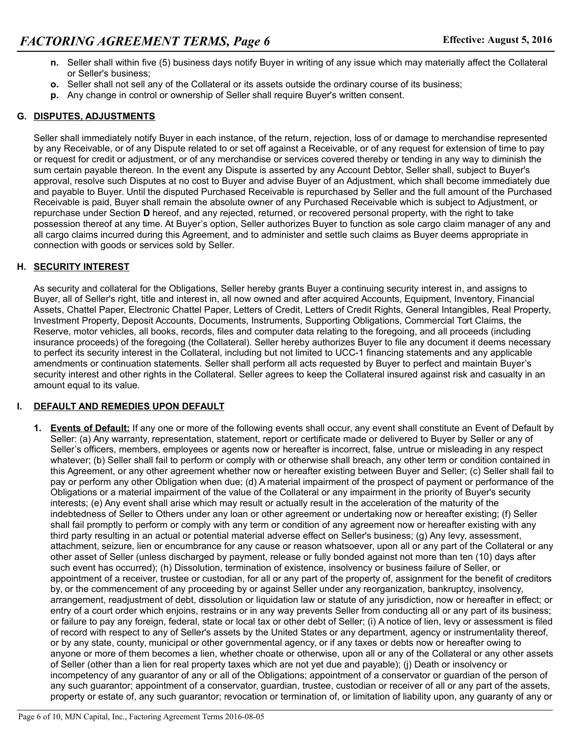n. Seller shall within five (5) business days notify Buyer in writing of any issue which may materially affect the Collateral or Seller's business;

o. Seller shall not sell any of the Collateral or its assets outside the ordinary course of its business;

p. Any change in control or ownership of Seller shall require Buyer's written consent.

## G. DISPUTES, ADJUSTMENTS

Seller shall immediately notify Buyer in each instance, of the return, rejection, loss of or damage to merchandise represented by any Receivable, or of any Dispute related to or set off against a Receivable, or of any request for extension of time to pay or request for credit or adjustment, or of any merchandise or services covered thereby or tending in any way to diminish the sum certain payable thereon. In the event any Dispute is asserted by any Account Debtor, Seller shall, subject to Buyer's approval, resolve such Disputes at no cost to Buyer and advise Buyer of an Adjustment, which shall become immediately due and payable to Buyer. Until the disputed Purchased Receivable is repurchased by Seller and the full amount of the Purchased Receivable is paid, Buyer shall remain the absolute owner of any Purchased Receivable which is subject to Adjustment, or repurchase under Section **D** hereof, and any rejected, returned, or recovered personal property, with the right to take possession thereof at any time. At Buyer's option, Seller authorizes Buyer to function as sole cargo claim manager of any and all cargo claims incurred during this Agreement, and to administer and settle such claims as Buyer deems appropriate in connection with goods or services sold by Seller.

## H. SECURITY INTEREST

As security and collateral for the Obligations, Seller hereby grants Buyer a continuing security interest in, and assigns to Buyer, all of Seller's right, title and interest in, all now owned and after acquired Accounts, Equipment, Inventory, Financial Assets, Chattel Paper, Electronic Chattel Paper, Letters of Credit, Letters of Credit Rights, General Intangibles, Real Property, Investment Property, Deposit Accounts, Documents, Instruments, Supporting Obligations, Commercial Tort Claims, the Reserve, motor vehicles, all books, records, files and computer data relating to the foregoing, and all proceeds (including insurance proceeds) of the foregoing (the Collateral). Seller hereby authorizes Buyer to file any document it deems necessary to perfect its security interest in the Collateral, including but not limited to UCC-1 financing statements and any applicable amendments or continuation statements. Seller shall perform all acts requested by Buyer to perfect and maintain Buyer's security interest and other rights in the Collateral. Seller agrees to keep the Collateral insured against risk and casualty in an amount equal to its value.

## I. DEFAULT AND REMEDIES UPON DEFAULT

1. **Events of Default:** If any one or more of the following events shall occur, any event shall constitute an Event of Default by Seller: (a) Any warranty, representation, statement, report or certificate made or delivered to Buyer by Seller or any of Seller's officers, members, employees or agents now or hereafter is incorrect, false, untrue or misleading in any respect whatever; (b) Seller shall fail to perform or comply with or otherwise shall breach, any other term or condition contained in this Agreement, or any other agreement whether now or hereafter existing between Buyer and Seller; (c) Seller shall fail to pay or perform any other Obligation when due; (d) A material impairment of the prospect of payment or performance of the Obligations or a material impairment of the value of the Collateral or any impairment in the priority of Buyer's security interests; (e) Any event shall arise which may result or actually result in the acceleration of the maturity of the indebtedness of Seller to Others under any loan or other agreement or undertaking now or hereafter existing; (f) Seller shall fail promptly to perform or comply with any term or condition of any agreement now or hereafter existing with any third party resulting in an actual or potential material adverse effect on Seller's business; (g) Any levy, assessment, attachment, seizure, lien or encumbrance for any cause or reason whatsoever, upon all or any part of the Collateral or any other asset of Seller (unless discharged by payment, release or fully bonded against not more than ten (10) days after such event has occurred); (h) Dissolution, termination of existence, insolvency or business failure of Seller, or appointment of a receiver, trustee or custodian, for all or any part of the property of, assignment for the benefit of creditors by, or the commencement of any proceeding by or against Seller under any reorganization, bankruptcy, insolvency, arrangement, readjustment of debt, dissolution or liquidation law or statute of any jurisdiction, now or hereafter in effect; or entry of a court order which enjoins, restrains or in any way prevents Seller from conducting all or any part of its business; or failure to pay any foreign, federal, state or local tax or other debt of Seller; (i) A notice of lien, levy or assessment is filed of record with respect to any of Seller's assets by the United States or any department, agency or instrumentality thereof, or by any state, county, municipal or other governmental agency, or if any taxes or debts now or hereafter owing to anyone or more of them becomes a lien, whether choate or otherwise, upon all or any of the Collateral or any other assets of Seller (other than a lien for real property taxes which are not yet due and payable); (j) Death or insolvency or incompetency of any guarantor of any or all of the Obligations; appointment of a conservator or guardian of the person of any such guarantor; appointment of a conservator, guardian, trustee, custodian or receiver of all or any part of the assets, property or estate of, any such guarantor; revocation or termination of, or limitation of liability upon, any guaranty of any or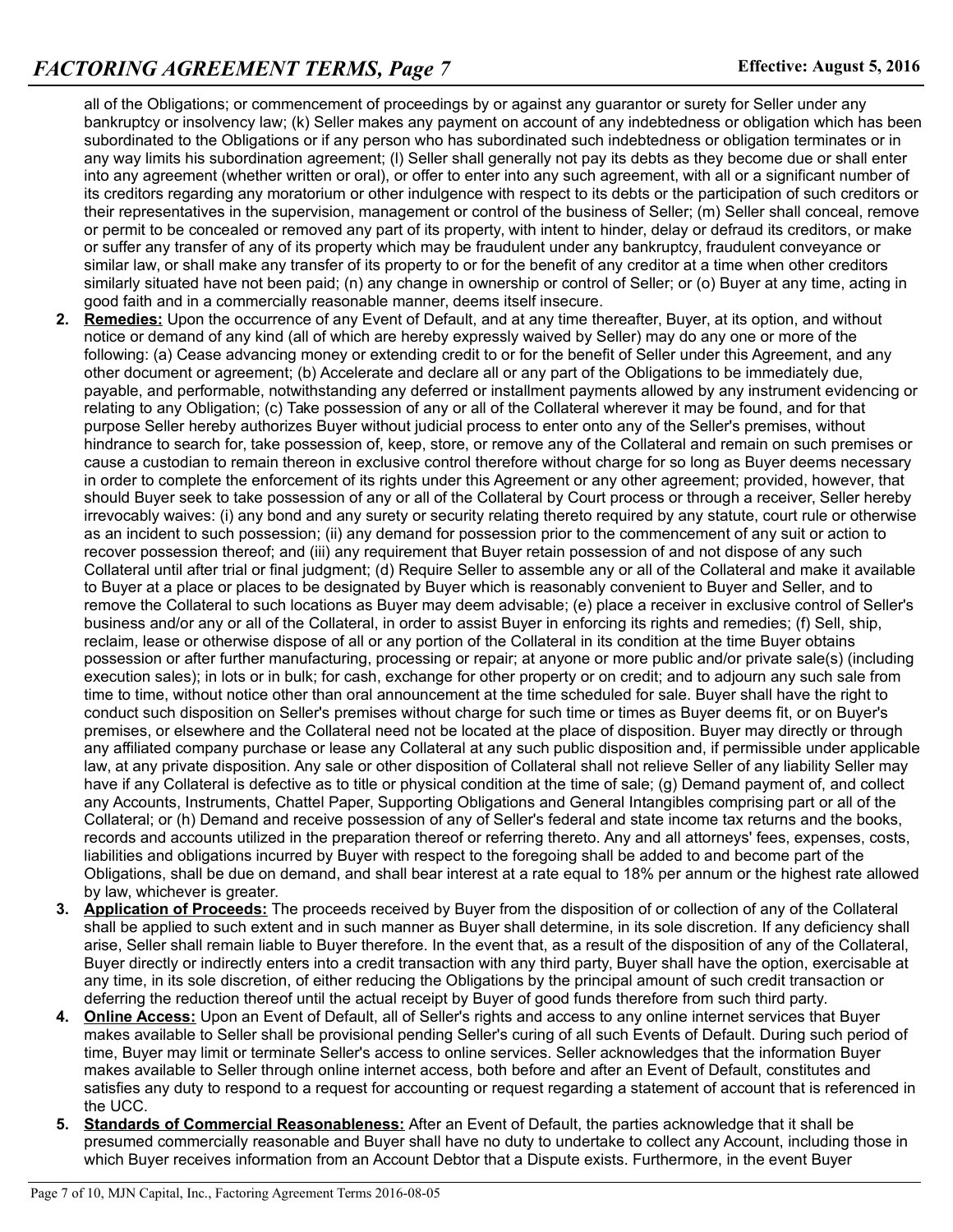all of the Obligations; or commencement of proceedings by or against any guarantor or surety for Seller under any bankruptcy or insolvency law; (k) Seller makes any payment on account of any indebtedness or obligation which has been subordinated to the Obligations or if any person who has subordinated such indebtedness or obligation terminates or in any way limits his subordination agreement; (l) Seller shall generally not pay its debts as they become due or shall enter into any agreement (whether written or oral), or offer to enter into any such agreement, with all or a significant number of its creditors regarding any moratorium or other indulgence with respect to its debts or the participation of such creditors or their representatives in the supervision, management or control of the business of Seller; (m) Seller shall conceal, remove or permit to be concealed or removed any part of its property, with intent to hinder, delay or defraud its creditors, or make or suffer any transfer of any of its property which may be fraudulent under any bankruptcy, fraudulent conveyance or similar law, or shall make any transfer of its property to or for the benefit of any creditor at a time when other creditors similarly situated have not been paid; (n) any change in ownership or control of Seller; or (o) Buyer at any time, acting in good faith and in a commercially reasonable manner, deems itself insecure.

2. **Remedies:** Upon the occurrence of any Event of Default, and at any time thereafter, Buyer, at its option, and without notice or demand of any kind (all of which are hereby expressly waived by Seller) may do any one or more of the following: (a) Cease advancing money or extending credit to or for the benefit of Seller under this Agreement, and any other document or agreement; (b) Accelerate and declare all or any part of the Obligations to be immediately due, payable, and performable, notwithstanding any deferred or installment payments allowed by any instrument evidencing or relating to any Obligation; (c) Take possession of any or all of the Collateral wherever it may be found, and for that purpose Seller hereby authorizes Buyer without judicial process to enter onto any of the Seller's premises, without hindrance to search for, take possession of, keep, store, or remove any of the Collateral and remain on such premises or cause a custodian to remain thereon in exclusive control therefore without charge for so long as Buyer deems necessary in order to complete the enforcement of its rights under this Agreement or any other agreement; provided, however, that should Buyer seek to take possession of any or all of the Collateral by Court process or through a receiver, Seller hereby irrevocably waives: (i) any bond and any surety or security relating thereto required by any statute, court rule or otherwise as an incident to such possession; (ii) any demand for possession prior to the commencement of any suit or action to recover possession thereof; and (iii) any requirement that Buyer retain possession of and not dispose of any such Collateral until after trial or final judgment; (d) Require Seller to assemble any or all of the Collateral and make it available to Buyer at a place or places to be designated by Buyer which is reasonably convenient to Buyer and Seller, and to remove the Collateral to such locations as Buyer may deem advisable; (e) place a receiver in exclusive control of Seller's business and/or any or all of the Collateral, in order to assist Buyer in enforcing its rights and remedies; (f) Sell, ship, reclaim, lease or otherwise dispose of all or any portion of the Collateral in its condition at the time Buyer obtains possession or after further manufacturing, processing or repair; at anyone or more public and/or private sale(s) (including execution sales); in lots or in bulk; for cash, exchange for other property or on credit; and to adjourn any such sale from time to time, without notice other than oral announcement at the time scheduled for sale. Buyer shall have the right to conduct such disposition on Seller's premises without charge for such time or times as Buyer deems fit, or on Buyer's premises, or elsewhere and the Collateral need not be located at the place of disposition. Buyer may directly or through any affiliated company purchase or lease any Collateral at any such public disposition and, if permissible under applicable law, at any private disposition. Any sale or other disposition of Collateral shall not relieve Seller of any liability Seller may have if any Collateral is defective as to title or physical condition at the time of sale; (g) Demand payment of, and collect any Accounts, Instruments, Chattel Paper, Supporting Obligations and General Intangibles comprising part or all of the Collateral; or (h) Demand and receive possession of any of Seller's federal and state income tax returns and the books, records and accounts utilized in the preparation thereof or referring thereto. Any and all attorneys' fees, expenses, costs, liabilities and obligations incurred by Buyer with respect to the foregoing shall be added to and become part of the Obligations, shall be due on demand, and shall bear interest at a rate equal to 18% per annum or the highest rate allowed by law, whichever is greater.

3. **Application of Proceeds:** The proceeds received by Buyer from the disposition of or collection of any of the Collateral shall be applied to such extent and in such manner as Buyer shall determine, in its sole discretion. If any deficiency shall arise, Seller shall remain liable to Buyer therefore. In the event that, as a result of the disposition of any of the Collateral, Buyer directly or indirectly enters into a credit transaction with any third party, Buyer shall have the option, exercisable at any time, in its sole discretion, of either reducing the Obligations by the principal amount of such credit transaction or deferring the reduction thereof until the actual receipt by Buyer of good funds therefore from such third party.

4. **Online Access:** Upon an Event of Default, all of Seller's rights and access to any online internet services that Buyer makes available to Seller shall be provisional pending Seller's curing of all such Events of Default. During such period of time, Buyer may limit or terminate Seller's access to online services. Seller acknowledges that the information Buyer makes available to Seller through online internet access, both before and after an Event of Default, constitutes and satisfies any duty to respond to a request for accounting or request regarding a statement of account that is referenced in the UCC.

5. **Standards of Commercial Reasonableness:** After an Event of Default, the parties acknowledge that it shall be presumed commercially reasonable and Buyer shall have no duty to undertake to collect any Account, including those in which Buyer receives information from an Account Debtor that a Dispute exists. Furthermore, in the event Buyer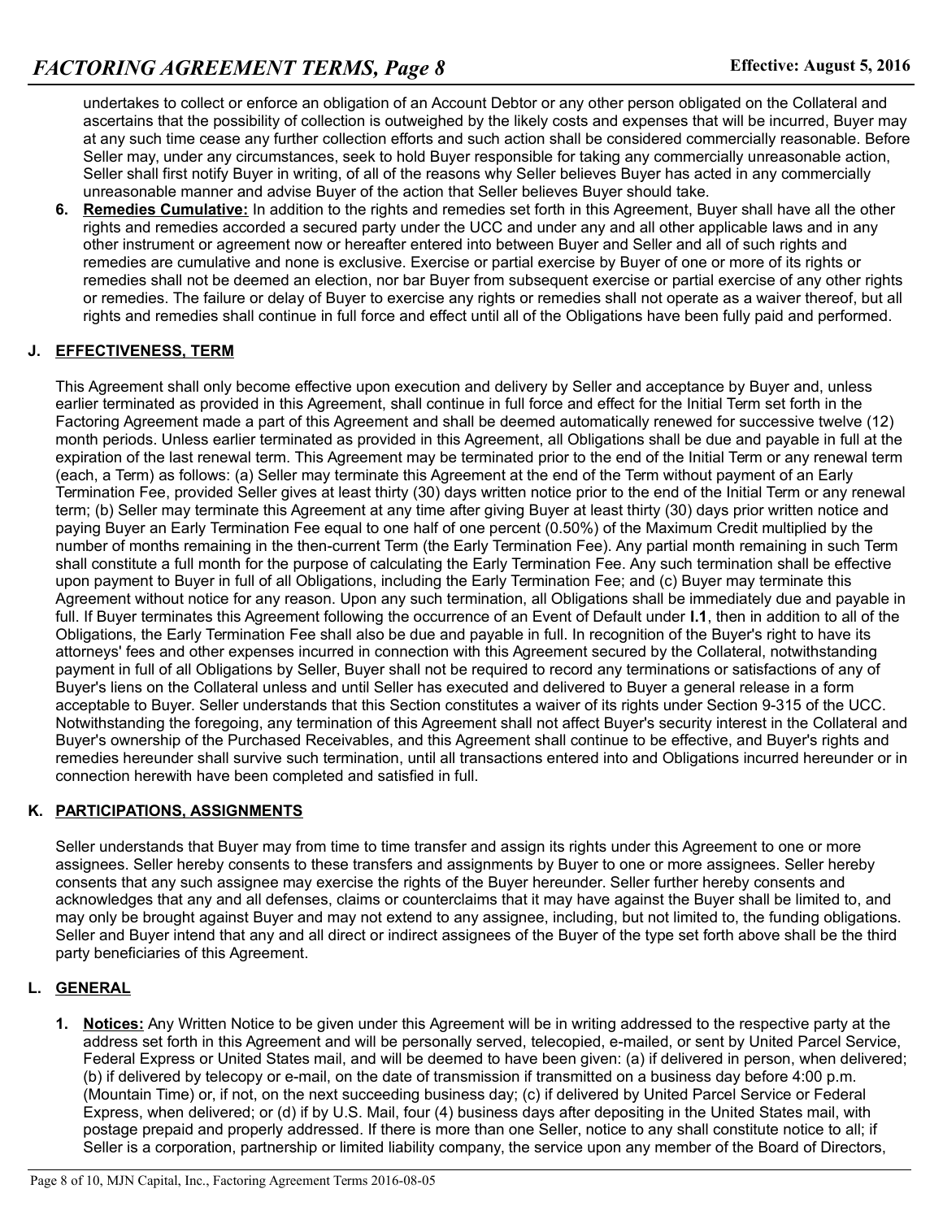undertakes to collect or enforce an obligation of an Account Debtor or any other person obligated on the Collateral and ascertains that the possibility of collection is outweighed by the likely costs and expenses that will be incurred, Buyer may at any such time cease any further collection efforts and such action shall be considered commercially reasonable. Before Seller may, under any circumstances, seek to hold Buyer responsible for taking any commercially unreasonable action, Seller shall first notify Buyer in writing, of all of the reasons why Seller believes Buyer has acted in any commercially unreasonable manner and advise Buyer of the action that Seller believes Buyer should take.

6. **Remedies Cumulative:** In addition to the rights and remedies set forth in this Agreement, Buyer shall have all the other rights and remedies accorded a secured party under the UCC and under any and all other applicable laws and in any other instrument or agreement now or hereafter entered into between Buyer and Seller and all of such rights and remedies are cumulative and none is exclusive. Exercise or partial exercise by Buyer of one or more of its rights or remedies shall not be deemed an election, nor bar Buyer from subsequent exercise or partial exercise of any other rights or remedies. The failure or delay of Buyer to exercise any rights or remedies shall not operate as a waiver thereof, but all rights and remedies shall continue in full force and effect until all of the Obligations have been fully paid and performed.

## J. EFFECTIVENESS, TERM

This Agreement shall only become effective upon execution and delivery by Seller and acceptance by Buyer and, unless earlier terminated as provided in this Agreement, shall continue in full force and effect for the Initial Term set forth in the Factoring Agreement made a part of this Agreement and shall be deemed automatically renewed for successive twelve (12) month periods. Unless earlier terminated as provided in this Agreement, all Obligations shall be due and payable in full at the expiration of the last renewal term. This Agreement may be terminated prior to the end of the Initial Term or any renewal term (each, a Term) as follows: (a) Seller may terminate this Agreement at the end of the Term without payment of an Early Termination Fee, provided Seller gives at least thirty (30) days written notice prior to the end of the Initial Term or any renewal term; (b) Seller may terminate this Agreement at any time after giving Buyer at least thirty (30) days prior written notice and paying Buyer an Early Termination Fee equal to one half of one percent (0.50%) of the Maximum Credit multiplied by the number of months remaining in the then-current Term (the Early Termination Fee). Any partial month remaining in such Term shall constitute a full month for the purpose of calculating the Early Termination Fee. Any such termination shall be effective upon payment to Buyer in full of all Obligations, including the Early Termination Fee; and (c) Buyer may terminate this Agreement without notice for any reason. Upon any such termination, all Obligations shall be immediately due and payable in full. If Buyer terminates this Agreement following the occurrence of an Event of Default under **I.1**, then in addition to all of the Obligations, the Early Termination Fee shall also be due and payable in full. In recognition of the Buyer's right to have its attorneys' fees and other expenses incurred in connection with this Agreement secured by the Collateral, notwithstanding payment in full of all Obligations by Seller, Buyer shall not be required to record any terminations or satisfactions of any of Buyer's liens on the Collateral unless and until Seller has executed and delivered to Buyer a general release in a form acceptable to Buyer. Seller understands that this Section constitutes a waiver of its rights under Section 9-315 of the UCC. Notwithstanding the foregoing, any termination of this Agreement shall not affect Buyer's security interest in the Collateral and Buyer's ownership of the Purchased Receivables, and this Agreement shall continue to be effective, and Buyer's rights and remedies hereunder shall survive such termination, until all transactions entered into and Obligations incurred hereunder or in connection herewith have been completed and satisfied in full.

## K. PARTICIPATIONS, ASSIGNMENTS

Seller understands that Buyer may from time to time transfer and assign its rights under this Agreement to one or more assignees. Seller hereby consents to these transfers and assignments by Buyer to one or more assignees. Seller hereby consents that any such assignee may exercise the rights of the Buyer hereunder. Seller further hereby consents and acknowledges that any and all defenses, claims or counterclaims that it may have against the Buyer shall be limited to, and may only be brought against Buyer and may not extend to any assignee, including, but not limited to, the funding obligations. Seller and Buyer intend that any and all direct or indirect assignees of the Buyer of the type set forth above shall be the third party beneficiaries of this Agreement.

## L. GENERAL

1. **Notices:** Any Written Notice to be given under this Agreement will be in writing addressed to the respective party at the address set forth in this Agreement and will be personally served, telecopied, e-mailed, or sent by United Parcel Service, Federal Express or United States mail, and will be deemed to have been given: (a) if delivered in person, when delivered; (b) if delivered by telecopy or e-mail, on the date of transmission if transmitted on a business day before 4:00 p.m. (Mountain Time) or, if not, on the next succeeding business day; (c) if delivered by United Parcel Service or Federal Express, when delivered; or (d) if by U.S. Mail, four (4) business days after depositing in the United States mail, with postage prepaid and properly addressed. If there is more than one Seller, notice to any shall constitute notice to all; if Seller is a corporation, partnership or limited liability company, the service upon any member of the Board of Directors,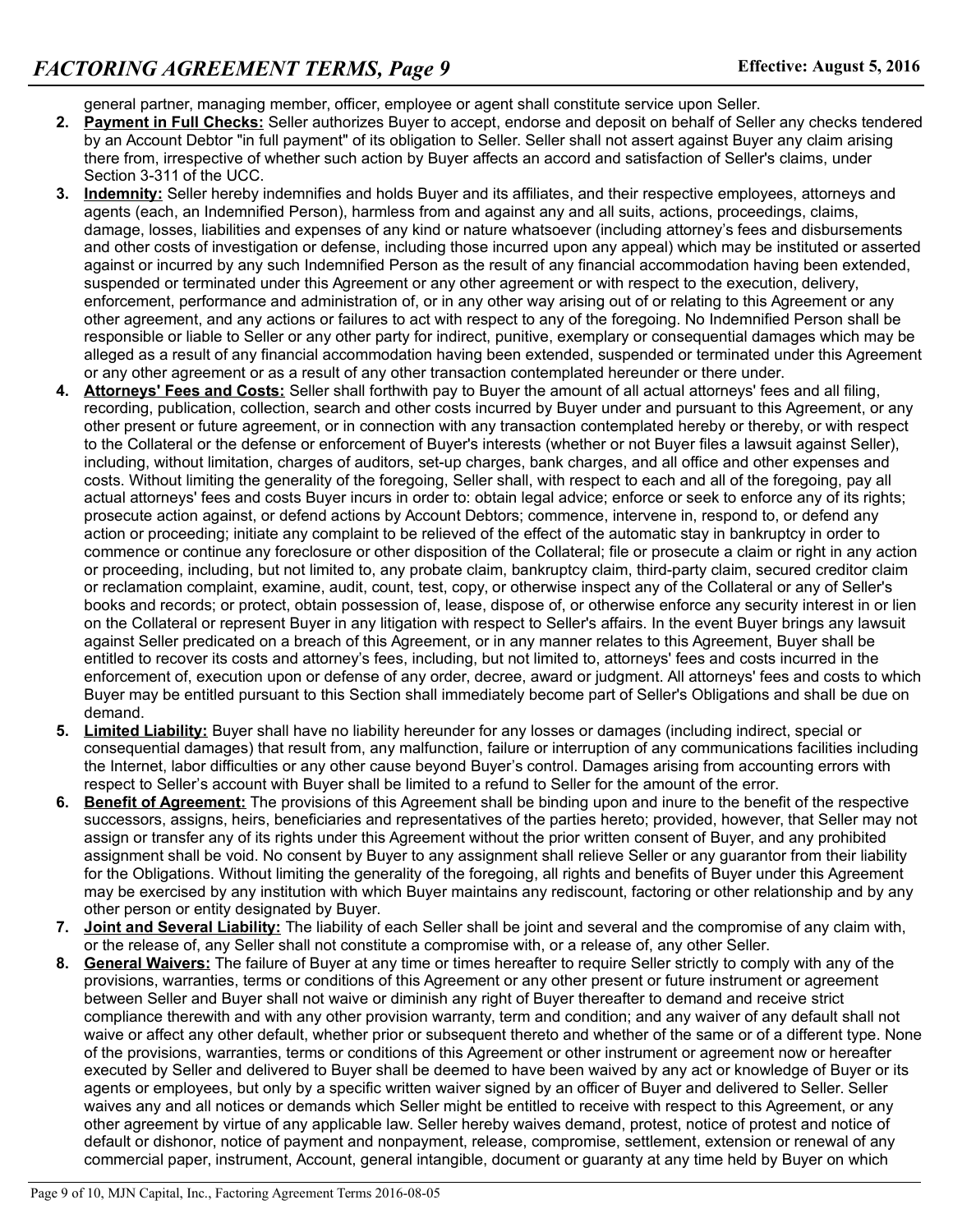general partner, managing member, officer, employee or agent shall constitute service upon Seller.

2. **Payment in Full Checks:** Seller authorizes Buyer to accept, endorse and deposit on behalf of Seller any checks tendered by an Account Debtor "in full payment" of its obligation to Seller. Seller shall not assert against Buyer any claim arising there from, irrespective of whether such action by Buyer affects an accord and satisfaction of Seller's claims, under Section 3-311 of the UCC.
3. **Indemnity:** Seller hereby indemnifies and holds Buyer and its affiliates, and their respective employees, attorneys and agents (each, an Indemnified Person), harmless from and against any and all suits, actions, proceedings, claims, damage, losses, liabilities and expenses of any kind or nature whatsoever (including attorney's fees and disbursements and other costs of investigation or defense, including those incurred upon any appeal) which may be instituted or asserted against or incurred by any such Indemnified Person as the result of any financial accommodation having been extended, suspended or terminated under this Agreement or any other agreement or with respect to the execution, delivery, enforcement, performance and administration of, or in any other way arising out of or relating to this Agreement or any other agreement, and any actions or failures to act with respect to any of the foregoing. No Indemnified Person shall be responsible or liable to Seller or any other party for indirect, punitive, exemplary or consequential damages which may be alleged as a result of any financial accommodation having been extended, suspended or terminated under this Agreement or any other agreement or as a result of any other transaction contemplated hereunder or there under.
4. **Attorneys' Fees and Costs:** Seller shall forthwith pay to Buyer the amount of all actual attorneys' fees and all filing, recording, publication, collection, search and other costs incurred by Buyer under and pursuant to this Agreement, or any other present or future agreement, or in connection with any transaction contemplated hereby or thereby, or with respect to the Collateral or the defense or enforcement of Buyer's interests (whether or not Buyer files a lawsuit against Seller), including, without limitation, charges of auditors, set-up charges, bank charges, and all office and other expenses and costs. Without limiting the generality of the foregoing, Seller shall, with respect to each and all of the foregoing, pay all actual attorneys' fees and costs Buyer incurs in order to: obtain legal advice; enforce or seek to enforce any of its rights; prosecute action against, or defend actions by Account Debtors; commence, intervene in, respond to, or defend any action or proceeding; initiate any complaint to be relieved of the effect of the automatic stay in bankruptcy in order to commence or continue any foreclosure or other disposition of the Collateral; file or prosecute a claim or right in any action or proceeding, including, but not limited to, any probate claim, bankruptcy claim, third-party claim, secured creditor claim or reclamation complaint, examine, audit, count, test, copy, or otherwise inspect any of the Collateral or any of Seller's books and records; or protect, obtain possession of, lease, dispose of, or otherwise enforce any security interest in or lien on the Collateral or represent Buyer in any litigation with respect to Seller's affairs. In the event Buyer brings any lawsuit against Seller predicated on a breach of this Agreement, or in any manner relates to this Agreement, Buyer shall be entitled to recover its costs and attorney's fees, including, but not limited to, attorneys' fees and costs incurred in the enforcement of, execution upon or defense of any order, decree, award or judgment. All attorneys' fees and costs to which Buyer may be entitled pursuant to this Section shall immediately become part of Seller's Obligations and shall be due on demand.
5. **Limited Liability:** Buyer shall have no liability hereunder for any losses or damages (including indirect, special or consequential damages) that result from, any malfunction, failure or interruption of any communications facilities including the Internet, labor difficulties or any other cause beyond Buyer's control. Damages arising from accounting errors with respect to Seller's account with Buyer shall be limited to a refund to Seller for the amount of the error.
6. **Benefit of Agreement:** The provisions of this Agreement shall be binding upon and inure to the benefit of the respective successors, assigns, heirs, beneficiaries and representatives of the parties hereto; provided, however, that Seller may not assign or transfer any of its rights under this Agreement without the prior written consent of Buyer, and any prohibited assignment shall be void. No consent by Buyer to any assignment shall relieve Seller or any guarantor from their liability for the Obligations. Without limiting the generality of the foregoing, all rights and benefits of Buyer under this Agreement may be exercised by any institution with which Buyer maintains any rediscount, factoring or other relationship and by any other person or entity designated by Buyer.
7. **Joint and Several Liability:** The liability of each Seller shall be joint and several and the compromise of any claim with, or the release of, any Seller shall not constitute a compromise with, or a release of, any other Seller.
8. **General Waivers:** The failure of Buyer at any time or times hereafter to require Seller strictly to comply with any of the provisions, warranties, terms or conditions of this Agreement or any other present or future instrument or agreement between Seller and Buyer shall not waive or diminish any right of Buyer thereafter to demand and receive strict compliance therewith and with any other provision warranty, term and condition; and any waiver of any default shall not waive or affect any other default, whether prior or subsequent thereto and whether of the same or of a different type. None of the provisions, warranties, terms or conditions of this Agreement or other instrument or agreement now or hereafter executed by Seller and delivered to Buyer shall be deemed to have been waived by any act or knowledge of Buyer or its agents or employees, but only by a specific written waiver signed by an officer of Buyer and delivered to Seller. Seller waives any and all notices or demands which Seller might be entitled to receive with respect to this Agreement, or any other agreement by virtue of any applicable law. Seller hereby waives demand, protest, notice of protest and notice of default or dishonor, notice of payment and nonpayment, release, compromise, settlement, extension or renewal of any commercial paper, instrument, Account, general intangible, document or guaranty at any time held by Buyer on which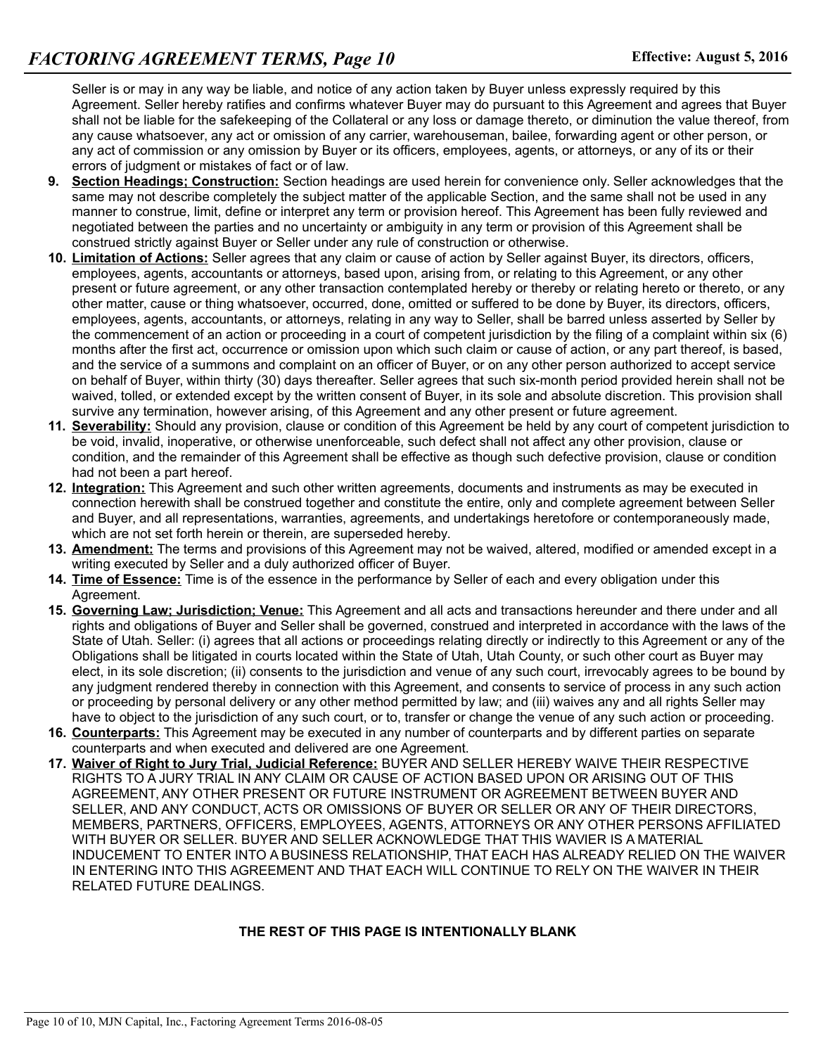Seller is or may in any way be liable, and notice of any action taken by Buyer unless expressly required by this Agreement. Seller hereby ratifies and confirms whatever Buyer may do pursuant to this Agreement and agrees that Buyer shall not be liable for the safekeeping of the Collateral or any loss or damage thereto, or diminution the value thereof, from any cause whatsoever, any act or omission of any carrier, warehouseman, bailee, forwarding agent or other person, or any act of commission or any omission by Buyer or its officers, employees, agents, or attorneys, or any of its or their errors of judgment or mistakes of fact or of law.

9. **Section Headings; Construction:** Section headings are used herein for convenience only. Seller acknowledges that the same may not describe completely the subject matter of the applicable Section, and the same shall not be used in any manner to construe, limit, define or interpret any term or provision hereof. This Agreement has been fully reviewed and negotiated between the parties and no uncertainty or ambiguity in any term or provision of this Agreement shall be construed strictly against Buyer or Seller under any rule of construction or otherwise.
10. **Limitation of Actions:** Seller agrees that any claim or cause of action by Seller against Buyer, its directors, officers, employees, agents, accountants or attorneys, based upon, arising from, or relating to this Agreement, or any other present or future agreement, or any other transaction contemplated hereby or thereby or relating hereto or thereto, or any other matter, cause or thing whatsoever, occurred, done, omitted or suffered to be done by Buyer, its directors, officers, employees, agents, accountants, or attorneys, relating in any way to Seller, shall be barred unless asserted by Seller by the commencement of an action or proceeding in a court of competent jurisdiction by the filing of a complaint within six (6) months after the first act, occurrence or omission upon which such claim or cause of action, or any part thereof, is based, and the service of a summons and complaint on an officer of Buyer, or on any other person authorized to accept service on behalf of Buyer, within thirty (30) days thereafter. Seller agrees that such six-month period provided herein shall not be waived, tolled, or extended except by the written consent of Buyer, in its sole and absolute discretion. This provision shall survive any termination, however arising, of this Agreement and any other present or future agreement.
11. **Severability:** Should any provision, clause or condition of this Agreement be held by any court of competent jurisdiction to be void, invalid, inoperative, or otherwise unenforceable, such defect shall not affect any other provision, clause or condition, and the remainder of this Agreement shall be effective as though such defective provision, clause or condition had not been a part hereof.
12. **Integration:** This Agreement and such other written agreements, documents and instruments as may be executed in connection herewith shall be construed together and constitute the entire, only and complete agreement between Seller and Buyer, and all representations, warranties, agreements, and undertakings heretofore or contemporaneously made, which are not set forth herein or therein, are superseded hereby.
13. **Amendment:** The terms and provisions of this Agreement may not be waived, altered, modified or amended except in a writing executed by Seller and a duly authorized officer of Buyer.
14. **Time of Essence:** Time is of the essence in the performance by Seller of each and every obligation under this Agreement.
15. **Governing Law; Jurisdiction; Venue:** This Agreement and all acts and transactions hereunder and there under and all rights and obligations of Buyer and Seller shall be governed, construed and interpreted in accordance with the laws of the State of Utah. Seller: (i) agrees that all actions or proceedings relating directly or indirectly to this Agreement or any of the Obligations shall be litigated in courts located within the State of Utah, Utah County, or such other court as Buyer may elect, in its sole discretion; (ii) consents to the jurisdiction and venue of any such court, irrevocably agrees to be bound by any judgment rendered thereby in connection with this Agreement, and consents to service of process in any such action or proceeding by personal delivery or any other method permitted by law; and (iii) waives any and all rights Seller may have to object to the jurisdiction of any such court, or to, transfer or change the venue of any such action or proceeding.
16. **Counterparts:** This Agreement may be executed in any number of counterparts and by different parties on separate counterparts and when executed and delivered are one Agreement.
17. **Waiver of Right to Jury Trial, Judicial Reference:** BUYER AND SELLER HEREBY WAIVE THEIR RESPECTIVE RIGHTS TO A JURY TRIAL IN ANY CLAIM OR CAUSE OF ACTION BASED UPON OR ARISING OUT OF THIS AGREEMENT, ANY OTHER PRESENT OR FUTURE INSTRUMENT OR AGREEMENT BETWEEN BUYER AND SELLER, AND ANY CONDUCT, ACTS OR OMISSIONS OF BUYER OR SELLER OR ANY OF THEIR DIRECTORS, MEMBERS, PARTNERS, OFFICERS, EMPLOYEES, AGENTS, ATTORNEYS OR ANY OTHER PERSONS AFFILIATED WITH BUYER OR SELLER. BUYER AND SELLER ACKNOWLEDGE THAT THIS WAVIER IS A MATERIAL INDUCEMENT TO ENTER INTO A BUSINESS RELATIONSHIP, THAT EACH HAS ALREADY RELIED ON THE WAIVER IN ENTERING INTO THIS AGREEMENT AND THAT EACH WILL CONTINUE TO RELY ON THE WAIVER IN THEIR RELATED FUTURE DEALINGS.

**THE REST OF THIS PAGE IS INTENTIONALLY BLANK**